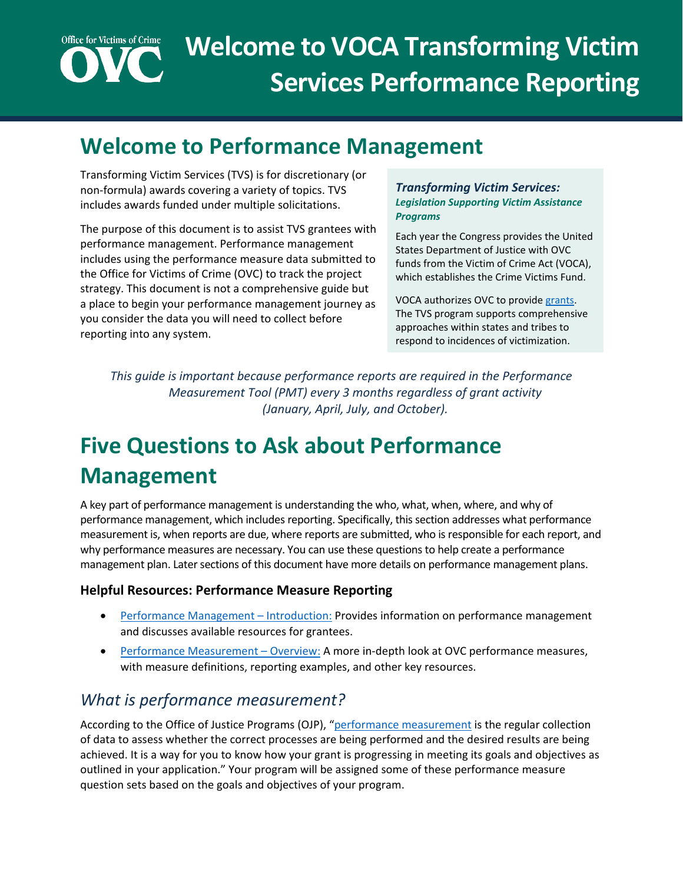# Welcome to VOCA Transforming Victim Services Performance Reporting

## Welcome to Performance Management

Transforming Victim Services (TVS) is for discretionary (or non-formula) awards covering a variety of topics. TVS includes awards funded under multiple solicitations.

The purpose of this document is to assist TVS grantees with performance management. Performance management includes using the performance measure data submitted to the Office for Victims of Crime (OVC) to track the project strategy. This document is not a comprehensive guide but a place to begin your performance management journey as you consider the data you will need to collect before reporting into any system.

> ***Transforming Victim Services:***
> ***Legislation Supporting Victim Assistance Programs***
>
> Each year the Congress provides the United States Department of Justice with OVC funds from the Victim of Crime Act (VOCA), which establishes the Crime Victims Fund.
>
> VOCA authorizes OVC to provide grants. The TVS program supports comprehensive approaches within states and tribes to respond to incidences of victimization.

*This guide is important because performance reports are required in the Performance Measurement Tool (PMT) every 3 months regardless of grant activity (January, April, July, and October).*

# Five Questions to Ask about Performance Management

A key part of performance management is understanding the who, what, when, where, and why of performance management, which includes reporting. Specifically, this section addresses what performance measurement is, when reports are due, where reports are submitted, who is responsible for each report, and why performance measures are necessary. You can use these questions to help create a performance management plan. Later sections of this document have more details on performance management plans.

### Helpful Resources: Performance Measure Reporting

- Performance Management – Introduction: Provides information on performance management and discusses available resources for grantees.
- Performance Measurement – Overview: A more in-depth look at OVC performance measures, with measure definitions, reporting examples, and other key resources.

## *What is performance measurement?*

According to the Office of Justice Programs (OJP), "performance measurement is the regular collection of data to assess whether the correct processes are being performed and the desired results are being achieved. It is a way for you to know how your grant is progressing in meeting its goals and objectives as outlined in your application." Your program will be assigned some of these performance measure question sets based on the goals and objectives of your program.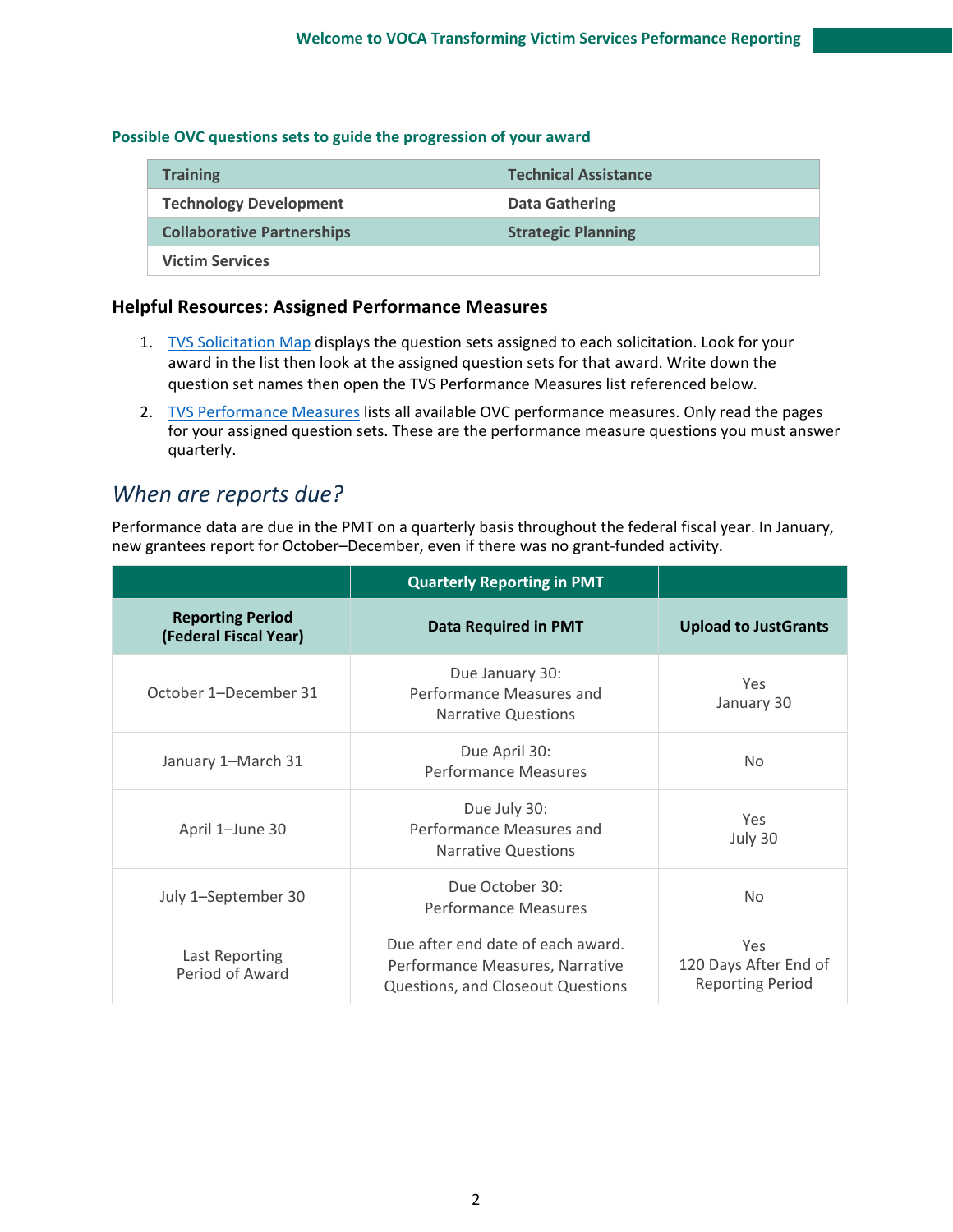**Possible OVC questions sets to guide the progression of your award**

| Training | Technical Assistance |
| --- | --- |
| Technology Development | Data Gathering |
| Collaborative Partnerships | Strategic Planning |
| Victim Services | |

### Helpful Resources: Assigned Performance Measures

1. TVS Solicitation Map displays the question sets assigned to each solicitation. Look for your award in the list then look at the assigned question sets for that award. Write down the question set names then open the TVS Performance Measures list referenced below.
2. TVS Performance Measures lists all available OVC performance measures. Only read the pages for your assigned question sets. These are the performance measure questions you must answer quarterly.

## *When are reports due?*

Performance data are due in the PMT on a quarterly basis throughout the federal fiscal year. In January, new grantees report for October–December, even if there was no grant-funded activity.

| | Quarterly Reporting in PMT | |
| --- | --- | --- |
| **Reporting Period (Federal Fiscal Year)** | **Data Required in PMT** | **Upload to JustGrants** |
| October 1–December 31 | Due January 30: Performance Measures and Narrative Questions | Yes January 30 |
| January 1–March 31 | Due April 30: Performance Measures | No |
| April 1–June 30 | Due July 30: Performance Measures and Narrative Questions | Yes July 30 |
| July 1–September 30 | Due October 30: Performance Measures | No |
| Last Reporting Period of Award | Due after end date of each award. Performance Measures, Narrative Questions, and Closeout Questions | Yes 120 Days After End of Reporting Period |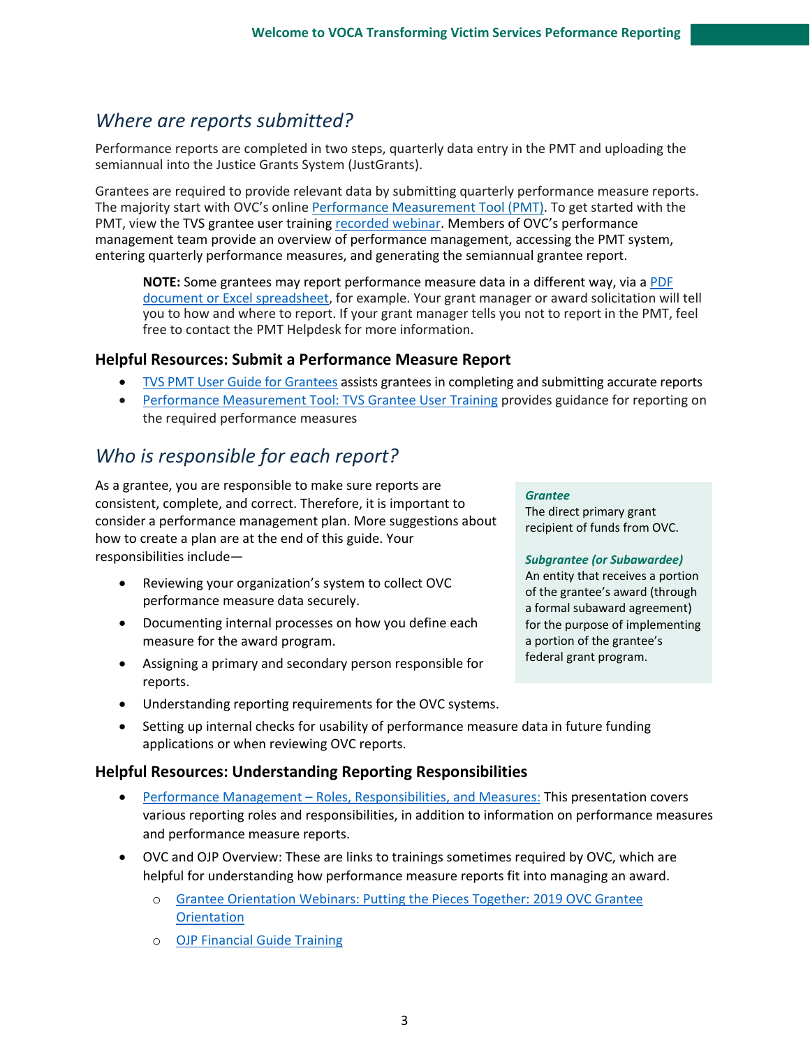## *Where are reports submitted?*

Performance reports are completed in two steps, quarterly data entry in the PMT and uploading the semiannual into the Justice Grants System (JustGrants).

Grantees are required to provide relevant data by submitting quarterly performance measure reports. The majority start with OVC's online Performance Measurement Tool (PMT). To get started with the PMT, view the TVS grantee user training recorded webinar. Members of OVC's performance management team provide an overview of performance management, accessing the PMT system, entering quarterly performance measures, and generating the semiannual grantee report.

> **NOTE:** Some grantees may report performance measure data in a different way, via a PDF document or Excel spreadsheet, for example. Your grant manager or award solicitation will tell you to how and where to report. If your grant manager tells you not to report in the PMT, feel free to contact the PMT Helpdesk for more information.

### Helpful Resources: Submit a Performance Measure Report

- TVS PMT User Guide for Grantees assists grantees in completing and submitting accurate reports
- Performance Measurement Tool: TVS Grantee User Training provides guidance for reporting on the required performance measures

## *Who is responsible for each report?*

As a grantee, you are responsible to make sure reports are consistent, complete, and correct. Therefore, it is important to consider a performance management plan. More suggestions about how to create a plan are at the end of this guide. Your responsibilities include—

- Reviewing your organization's system to collect OVC performance measure data securely.
- Documenting internal processes on how you define each measure for the award program.
- Assigning a primary and secondary person responsible for reports.
- Understanding reporting requirements for the OVC systems.
- Setting up internal checks for usability of performance measure data in future funding applications or when reviewing OVC reports.

> ***Grantee***
> The direct primary grant recipient of funds from OVC.
>
> ***Subgrantee (or Subawardee)***
> An entity that receives a portion of the grantee's award (through a formal subaward agreement) for the purpose of implementing a portion of the grantee's federal grant program.

### Helpful Resources: Understanding Reporting Responsibilities

- Performance Management – Roles, Responsibilities, and Measures: This presentation covers various reporting roles and responsibilities, in addition to information on performance measures and performance measure reports.
- OVC and OJP Overview: These are links to trainings sometimes required by OVC, which are helpful for understanding how performance measure reports fit into managing an award.
  - Grantee Orientation Webinars: Putting the Pieces Together: 2019 OVC Grantee Orientation
  - OJP Financial Guide Training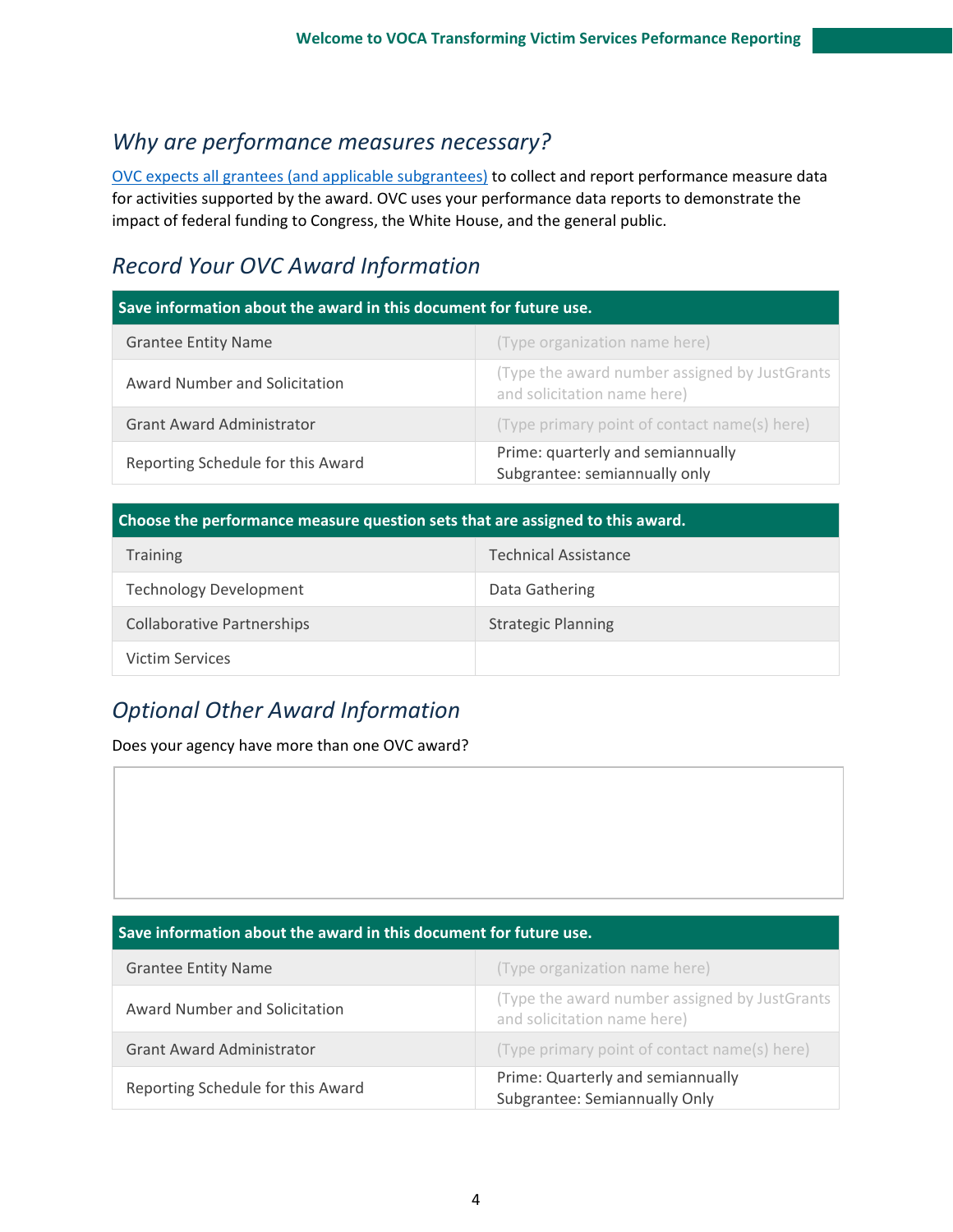## *Why are performance measures necessary?*

[OVC expects all grantees (and applicable subgrantees)](#) to collect and report performance measure data for activities supported by the award. OVC uses your performance data reports to demonstrate the impact of federal funding to Congress, the White House, and the general public.

## *Record Your OVC Award Information*

| Save information about the award in this document for future use. | |
|---|---|
| Grantee Entity Name | (Type organization name here) |
| Award Number and Solicitation | (Type the award number assigned by JustGrants and solicitation name here) |
| Grant Award Administrator | (Type primary point of contact name(s) here) |
| Reporting Schedule for this Award | Prime: quarterly and semiannually<br>Subgrantee: semiannually only |

| Choose the performance measure question sets that are assigned to this award. | |
|---|---|
| Training | Technical Assistance |
| Technology Development | Data Gathering |
| Collaborative Partnerships | Strategic Planning |
| Victim Services | |

## *Optional Other Award Information*

Does your agency have more than one OVC award?

| Save information about the award in this document for future use. | |
|---|---|
| Grantee Entity Name | (Type organization name here) |
| Award Number and Solicitation | (Type the award number assigned by JustGrants and solicitation name here) |
| Grant Award Administrator | (Type primary point of contact name(s) here) |
| Reporting Schedule for this Award | Prime: Quarterly and semiannually<br>Subgrantee: Semiannually Only |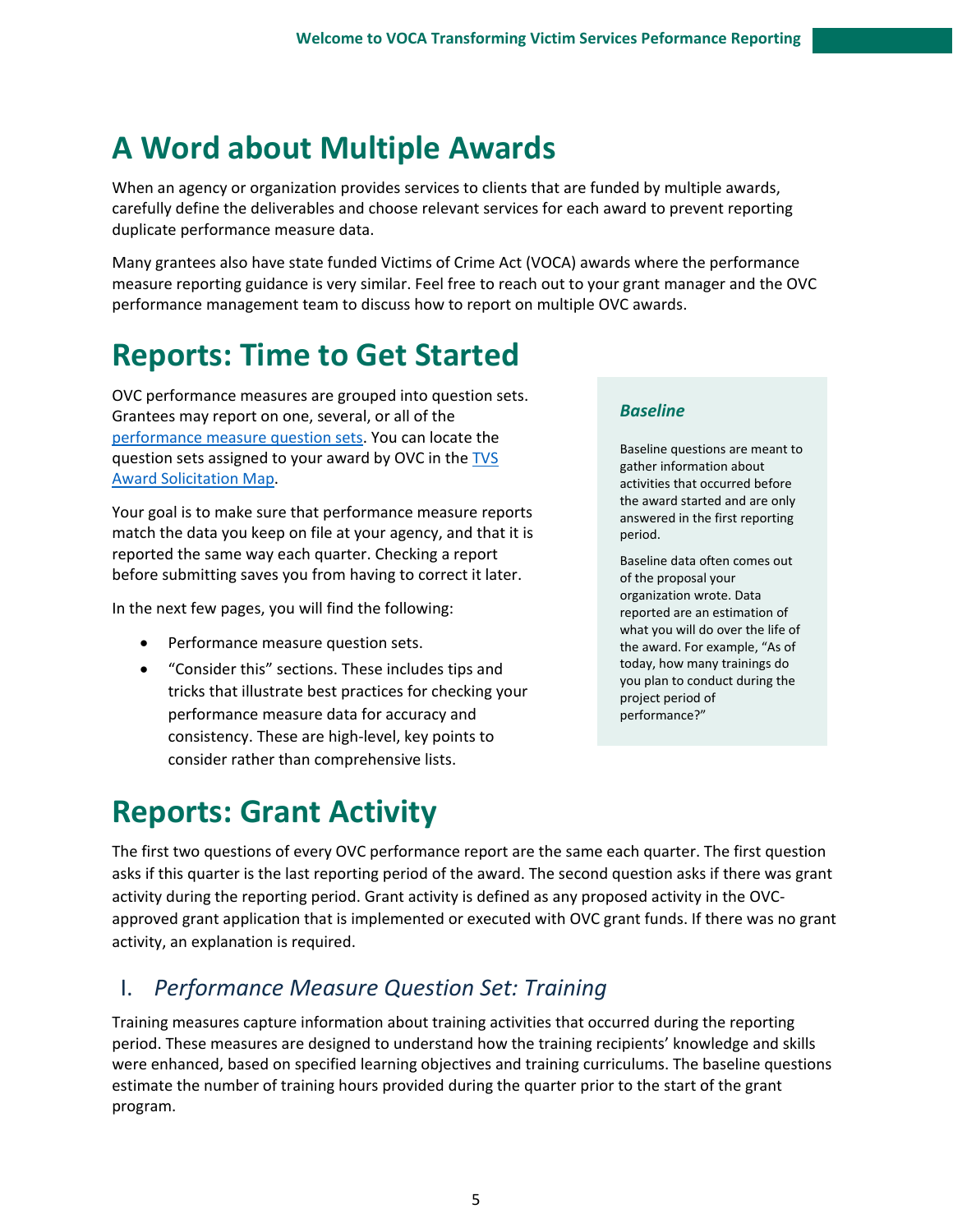# A Word about Multiple Awards

When an agency or organization provides services to clients that are funded by multiple awards, carefully define the deliverables and choose relevant services for each award to prevent reporting duplicate performance measure data.

Many grantees also have state funded Victims of Crime Act (VOCA) awards where the performance measure reporting guidance is very similar. Feel free to reach out to your grant manager and the OVC performance management team to discuss how to report on multiple OVC awards.

# Reports: Time to Get Started

OVC performance measures are grouped into question sets. Grantees may report on one, several, or all of the [performance measure question sets](). You can locate the question sets assigned to your award by OVC in the [TVS Award Solicitation Map]().

Your goal is to make sure that performance measure reports match the data you keep on file at your agency, and that it is reported the same way each quarter. Checking a report before submitting saves you from having to correct it later.

In the next few pages, you will find the following:

- Performance measure question sets.
- "Consider this" sections. These includes tips and tricks that illustrate best practices for checking your performance measure data for accuracy and consistency. These are high-level, key points to consider rather than comprehensive lists.

> ***Baseline***
>
> Baseline questions are meant to gather information about activities that occurred before the award started and are only answered in the first reporting period.
>
> Baseline data often comes out of the proposal your organization wrote. Data reported are an estimation of what you will do over the life of the award. For example, "As of today, how many trainings do you plan to conduct during the project period of performance?"

# Reports: Grant Activity

The first two questions of every OVC performance report are the same each quarter. The first question asks if this quarter is the last reporting period of the award. The second question asks if there was grant activity during the reporting period. Grant activity is defined as any proposed activity in the OVC-approved grant application that is implemented or executed with OVC grant funds. If there was no grant activity, an explanation is required.

## I. *Performance Measure Question Set: Training*

Training measures capture information about training activities that occurred during the reporting period. These measures are designed to understand how the training recipients' knowledge and skills were enhanced, based on specified learning objectives and training curriculums. The baseline questions estimate the number of training hours provided during the quarter prior to the start of the grant program.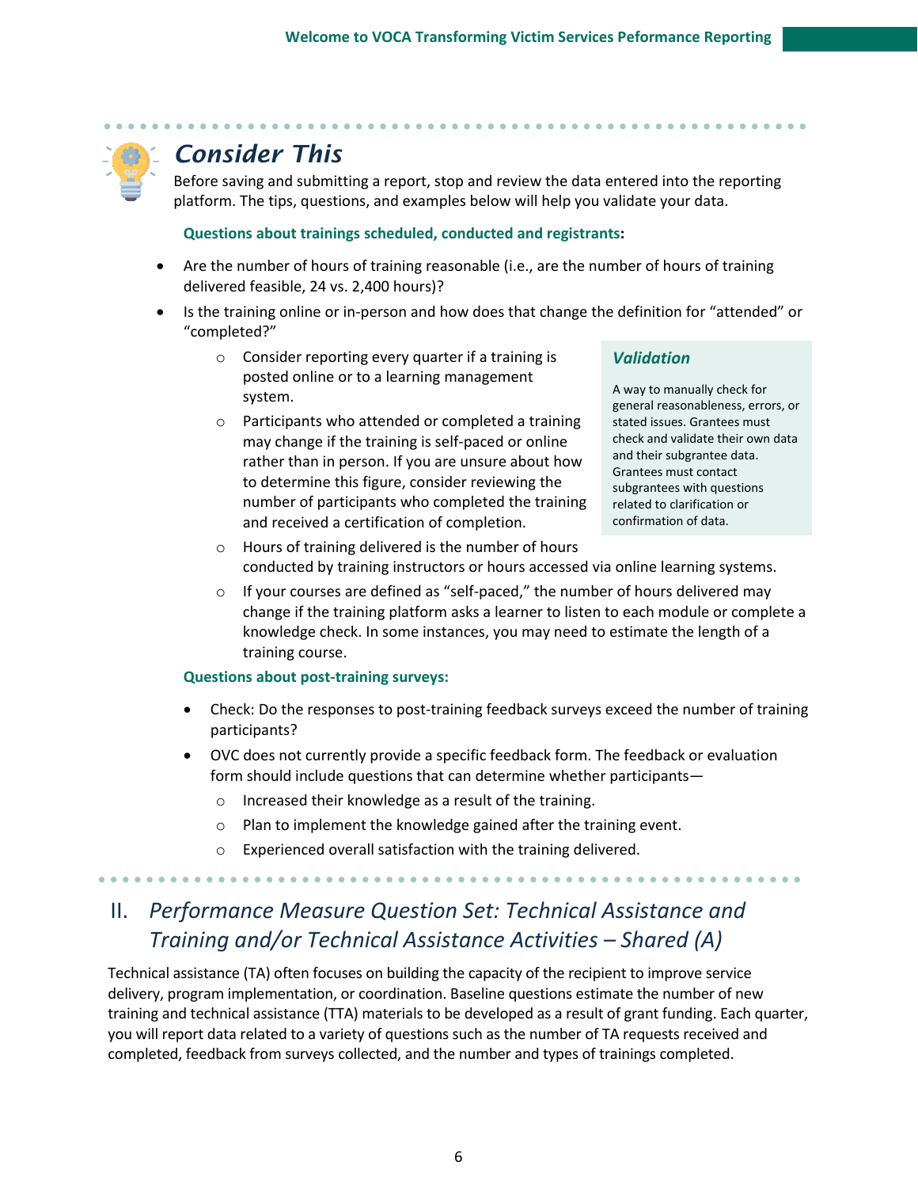## *Consider This*

Before saving and submitting a report, stop and review the data entered into the reporting platform. The tips, questions, and examples below will help you validate your data.

**Questions about trainings scheduled, conducted and registrants:**

- Are the number of hours of training reasonable (i.e., are the number of hours of training delivered feasible, 24 vs. 2,400 hours)?
- Is the training online or in-person and how does that change the definition for "attended" or "completed?"
  - Consider reporting every quarter if a training is posted online or to a learning management system.
  - Participants who attended or completed a training may change if the training is self-paced or online rather than in person. If you are unsure about how to determine this figure, consider reviewing the number of participants who completed the training and received a certification of completion.
  - Hours of training delivered is the number of hours conducted by training instructors or hours accessed via online learning systems.
  - If your courses are defined as "self-paced," the number of hours delivered may change if the training platform asks a learner to listen to each module or complete a knowledge check. In some instances, you may need to estimate the length of a training course.

> ***Validation***
>
> A way to manually check for general reasonableness, errors, or stated issues. Grantees must check and validate their own data and their subgrantee data. Grantees must contact subgrantees with questions related to clarification or confirmation of data.

**Questions about post-training surveys:**

- Check: Do the responses to post-training feedback surveys exceed the number of training participants?
- OVC does not currently provide a specific feedback form. The feedback or evaluation form should include questions that can determine whether participants—
  - Increased their knowledge as a result of the training.
  - Plan to implement the knowledge gained after the training event.
  - Experienced overall satisfaction with the training delivered.

## II. *Performance Measure Question Set: Technical Assistance and Training and/or Technical Assistance Activities – Shared (A)*

Technical assistance (TA) often focuses on building the capacity of the recipient to improve service delivery, program implementation, or coordination. Baseline questions estimate the number of new training and technical assistance (TTA) materials to be developed as a result of grant funding. Each quarter, you will report data related to a variety of questions such as the number of TA requests received and completed, feedback from surveys collected, and the number and types of trainings completed.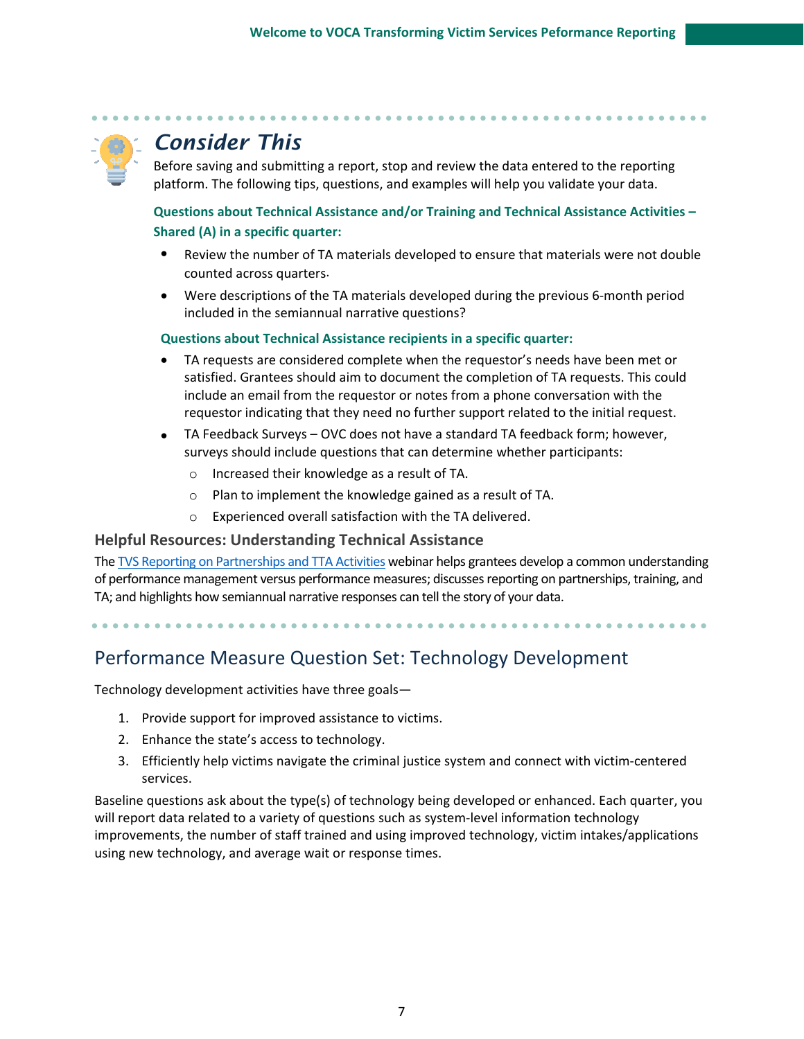## Consider This

Before saving and submitting a report, stop and review the data entered to the reporting platform. The following tips, questions, and examples will help you validate your data.

**Questions about Technical Assistance and/or Training and Technical Assistance Activities – Shared (A) in a specific quarter:**

- Review the number of TA materials developed to ensure that materials were not double counted across quarters.
- Were descriptions of the TA materials developed during the previous 6-month period included in the semiannual narrative questions?

**Questions about Technical Assistance recipients in a specific quarter:**

- TA requests are considered complete when the requestor's needs have been met or satisfied. Grantees should aim to document the completion of TA requests. This could include an email from the requestor or notes from a phone conversation with the requestor indicating that they need no further support related to the initial request.
- TA Feedback Surveys – OVC does not have a standard TA feedback form; however, surveys should include questions that can determine whether participants:
  - Increased their knowledge as a result of TA.
  - Plan to implement the knowledge gained as a result of TA.
  - Experienced overall satisfaction with the TA delivered.

### Helpful Resources: Understanding Technical Assistance

The [TVS Reporting on Partnerships and TTA Activities] webinar helps grantees develop a common understanding of performance management versus performance measures; discusses reporting on partnerships, training, and TA; and highlights how semiannual narrative responses can tell the story of your data.

## Performance Measure Question Set: Technology Development

Technology development activities have three goals—

1. Provide support for improved assistance to victims.
2. Enhance the state's access to technology.
3. Efficiently help victims navigate the criminal justice system and connect with victim-centered services.

Baseline questions ask about the type(s) of technology being developed or enhanced. Each quarter, you will report data related to a variety of questions such as system-level information technology improvements, the number of staff trained and using improved technology, victim intakes/applications using new technology, and average wait or response times.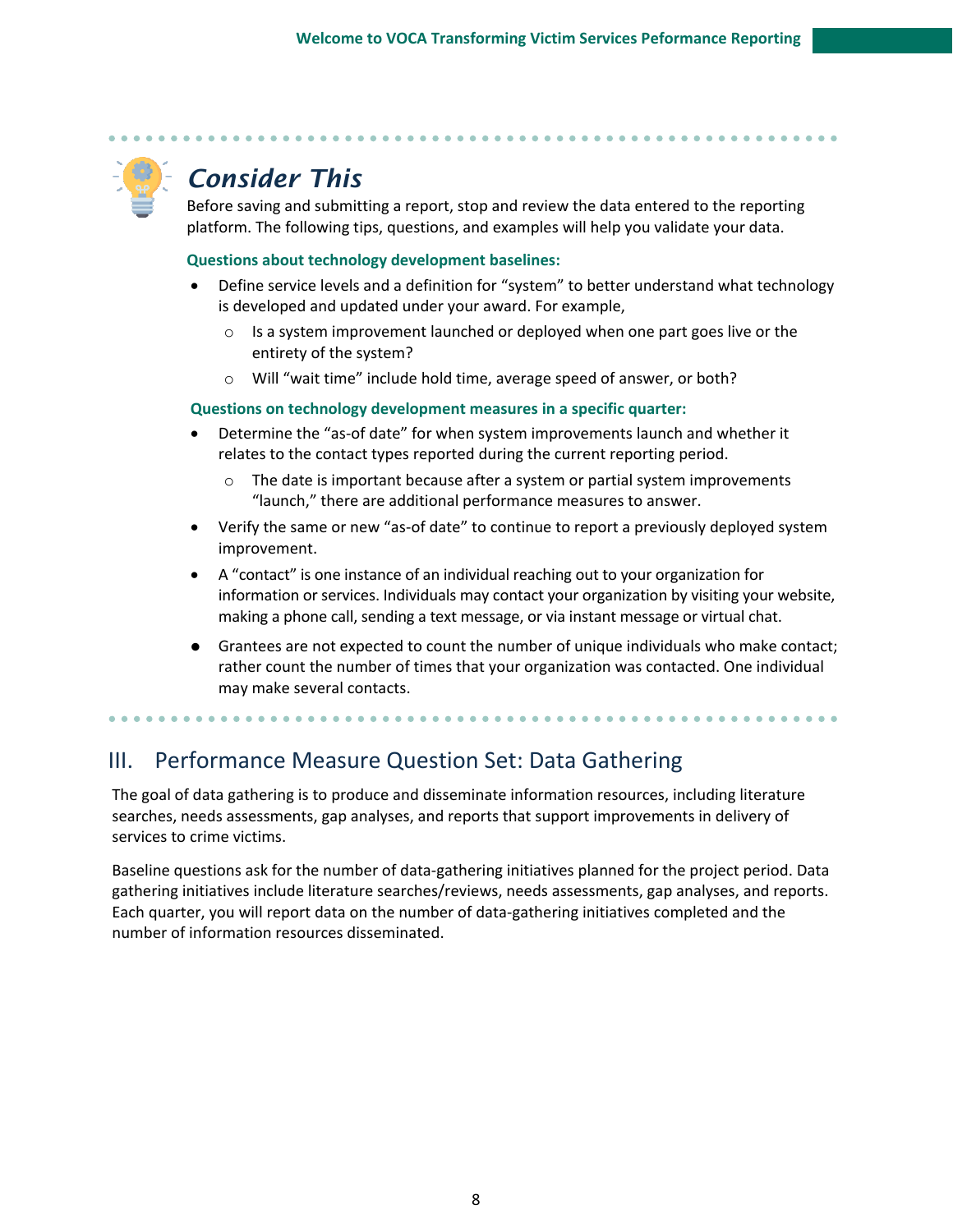## Consider This

Before saving and submitting a report, stop and review the data entered to the reporting platform. The following tips, questions, and examples will help you validate your data.

**Questions about technology development baselines:**

- Define service levels and a definition for “system” to better understand what technology is developed and updated under your award. For example,
  - Is a system improvement launched or deployed when one part goes live or the entirety of the system?
  - Will “wait time” include hold time, average speed of answer, or both?

**Questions on technology development measures in a specific quarter:**

- Determine the “as-of date” for when system improvements launch and whether it relates to the contact types reported during the current reporting period.
  - The date is important because after a system or partial system improvements “launch,” there are additional performance measures to answer.
- Verify the same or new “as-of date” to continue to report a previously deployed system improvement.
- A “contact” is one instance of an individual reaching out to your organization for information or services. Individuals may contact your organization by visiting your website, making a phone call, sending a text message, or via instant message or virtual chat.
- Grantees are not expected to count the number of unique individuals who make contact; rather count the number of times that your organization was contacted. One individual may make several contacts.

## III. Performance Measure Question Set: Data Gathering

The goal of data gathering is to produce and disseminate information resources, including literature searches, needs assessments, gap analyses, and reports that support improvements in delivery of services to crime victims.

Baseline questions ask for the number of data-gathering initiatives planned for the project period. Data gathering initiatives include literature searches/reviews, needs assessments, gap analyses, and reports. Each quarter, you will report data on the number of data-gathering initiatives completed and the number of information resources disseminated.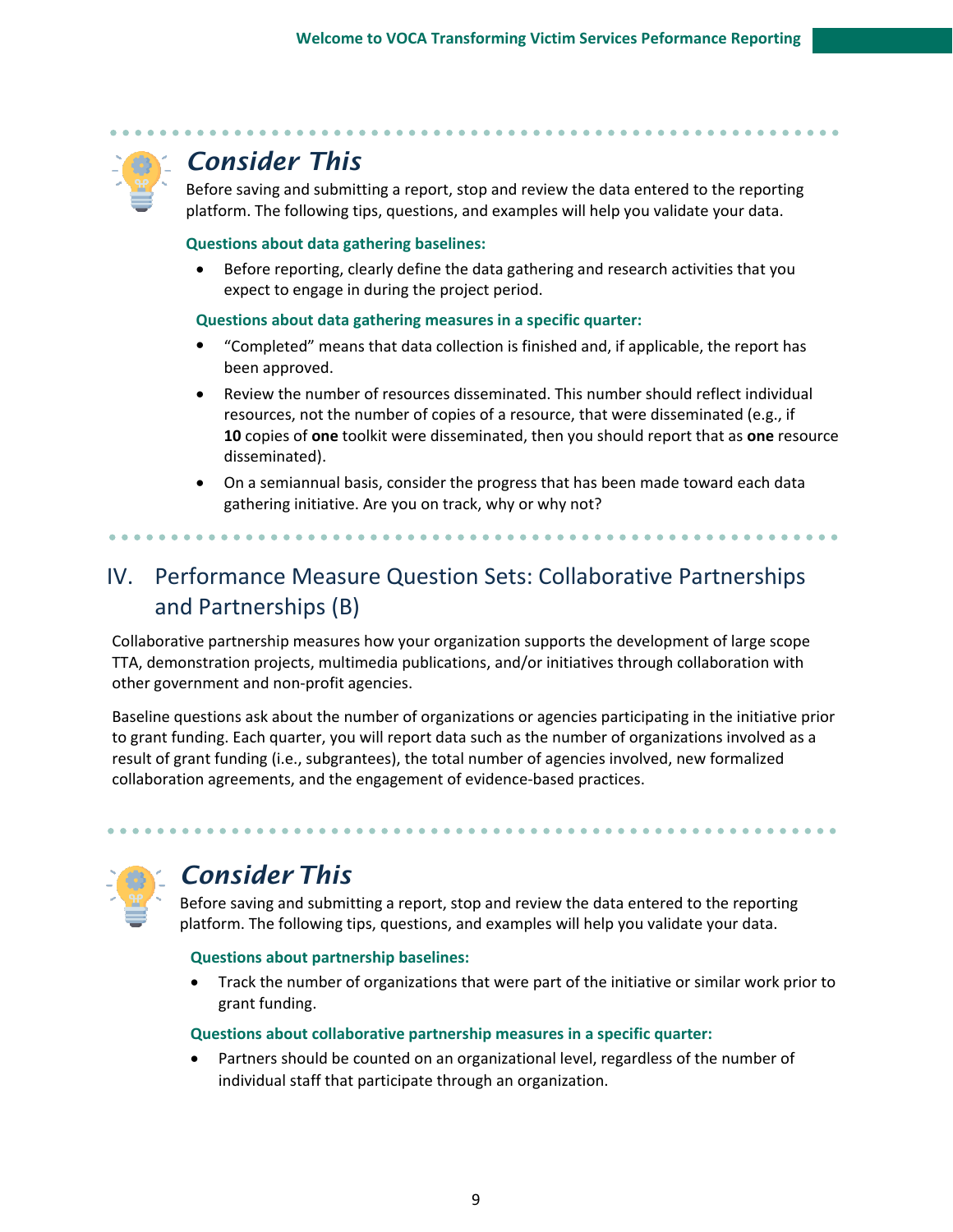## *Consider This*

Before saving and submitting a report, stop and review the data entered to the reporting platform. The following tips, questions, and examples will help you validate your data.

**Questions about data gathering baselines:**

- Before reporting, clearly define the data gathering and research activities that you expect to engage in during the project period.

**Questions about data gathering measures in a specific quarter:**

- "Completed" means that data collection is finished and, if applicable, the report has been approved.
- Review the number of resources disseminated. This number should reflect individual resources, not the number of copies of a resource, that were disseminated (e.g., if **10** copies of **one** toolkit were disseminated, then you should report that as **one** resource disseminated).
- On a semiannual basis, consider the progress that has been made toward each data gathering initiative. Are you on track, why or why not?

# IV. Performance Measure Question Sets: Collaborative Partnerships and Partnerships (B)

Collaborative partnership measures how your organization supports the development of large scope TTA, demonstration projects, multimedia publications, and/or initiatives through collaboration with other government and non-profit agencies.

Baseline questions ask about the number of organizations or agencies participating in the initiative prior to grant funding. Each quarter, you will report data such as the number of organizations involved as a result of grant funding (i.e., subgrantees), the total number of agencies involved, new formalized collaboration agreements, and the engagement of evidence-based practices.

## *Consider This*

Before saving and submitting a report, stop and review the data entered to the reporting platform. The following tips, questions, and examples will help you validate your data.

**Questions about partnership baselines:**

- Track the number of organizations that were part of the initiative or similar work prior to grant funding.

**Questions about collaborative partnership measures in a specific quarter:**

- Partners should be counted on an organizational level, regardless of the number of individual staff that participate through an organization.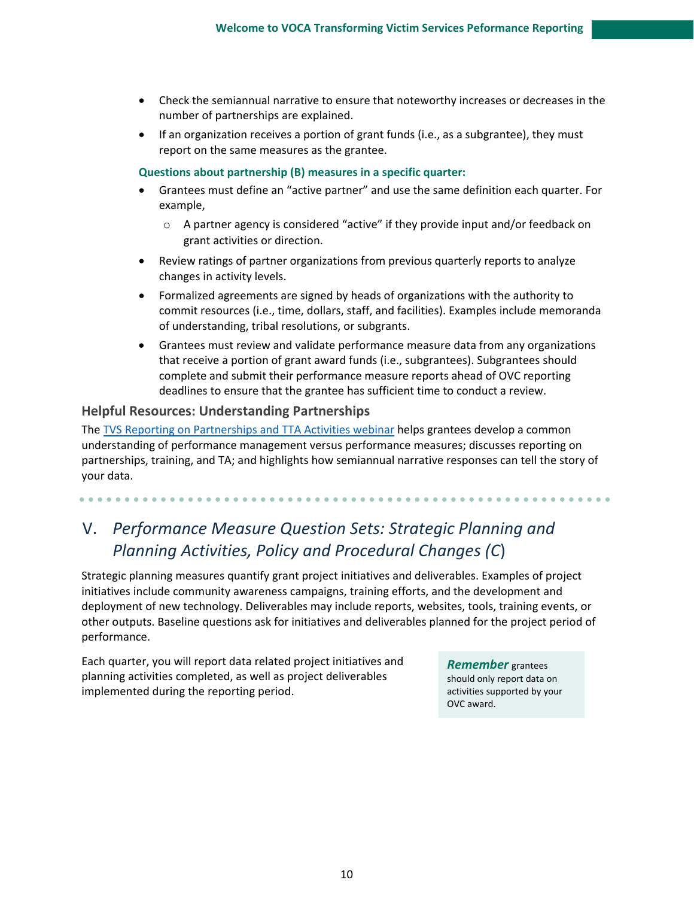- Check the semiannual narrative to ensure that noteworthy increases or decreases in the number of partnerships are explained.
- If an organization receives a portion of grant funds (i.e., as a subgrantee), they must report on the same measures as the grantee.

**Questions about partnership (B) measures in a specific quarter:**

- Grantees must define an "active partner" and use the same definition each quarter. For example,
  - A partner agency is considered "active" if they provide input and/or feedback on grant activities or direction.
- Review ratings of partner organizations from previous quarterly reports to analyze changes in activity levels.
- Formalized agreements are signed by heads of organizations with the authority to commit resources (i.e., time, dollars, staff, and facilities). Examples include memoranda of understanding, tribal resolutions, or subgrants.
- Grantees must review and validate performance measure data from any organizations that receive a portion of grant award funds (i.e., subgrantees). Subgrantees should complete and submit their performance measure reports ahead of OVC reporting deadlines to ensure that the grantee has sufficient time to conduct a review.

### Helpful Resources: Understanding Partnerships

The TVS Reporting on Partnerships and TTA Activities webinar helps grantees develop a common understanding of performance management versus performance measures; discusses reporting on partnerships, training, and TA; and highlights how semiannual narrative responses can tell the story of your data.

## V. *Performance Measure Question Sets: Strategic Planning and Planning Activities, Policy and Procedural Changes (C)*

Strategic planning measures quantify grant project initiatives and deliverables. Examples of project initiatives include community awareness campaigns, training efforts, and the development and deployment of new technology. Deliverables may include reports, websites, tools, training events, or other outputs. Baseline questions ask for initiatives and deliverables planned for the project period of performance.

Each quarter, you will report data related project initiatives and planning activities completed, as well as project deliverables implemented during the reporting period.

> ***Remember*** grantees should only report data on activities supported by your OVC award.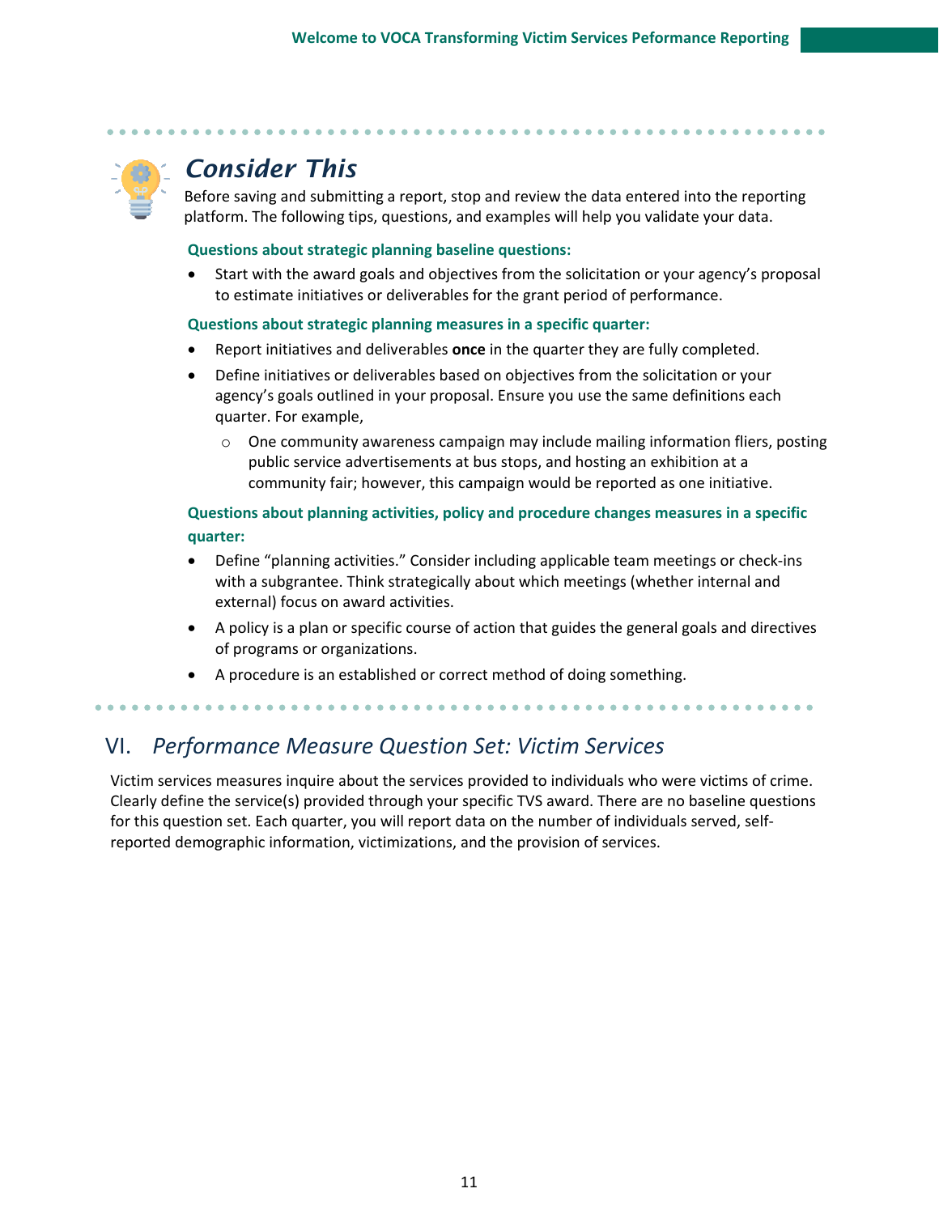## *Consider This*

Before saving and submitting a report, stop and review the data entered into the reporting platform. The following tips, questions, and examples will help you validate your data.

**Questions about strategic planning baseline questions:**

- Start with the award goals and objectives from the solicitation or your agency's proposal to estimate initiatives or deliverables for the grant period of performance.

**Questions about strategic planning measures in a specific quarter:**

- Report initiatives and deliverables **once** in the quarter they are fully completed.
- Define initiatives or deliverables based on objectives from the solicitation or your agency's goals outlined in your proposal. Ensure you use the same definitions each quarter. For example,
  - One community awareness campaign may include mailing information fliers, posting public service advertisements at bus stops, and hosting an exhibition at a community fair; however, this campaign would be reported as one initiative.

**Questions about planning activities, policy and procedure changes measures in a specific quarter:**

- Define "planning activities." Consider including applicable team meetings or check-ins with a subgrantee. Think strategically about which meetings (whether internal and external) focus on award activities.
- A policy is a plan or specific course of action that guides the general goals and directives of programs or organizations.
- A procedure is an established or correct method of doing something.

# VI. *Performance Measure Question Set: Victim Services*

Victim services measures inquire about the services provided to individuals who were victims of crime. Clearly define the service(s) provided through your specific TVS award. There are no baseline questions for this question set. Each quarter, you will report data on the number of individuals served, self-reported demographic information, victimizations, and the provision of services.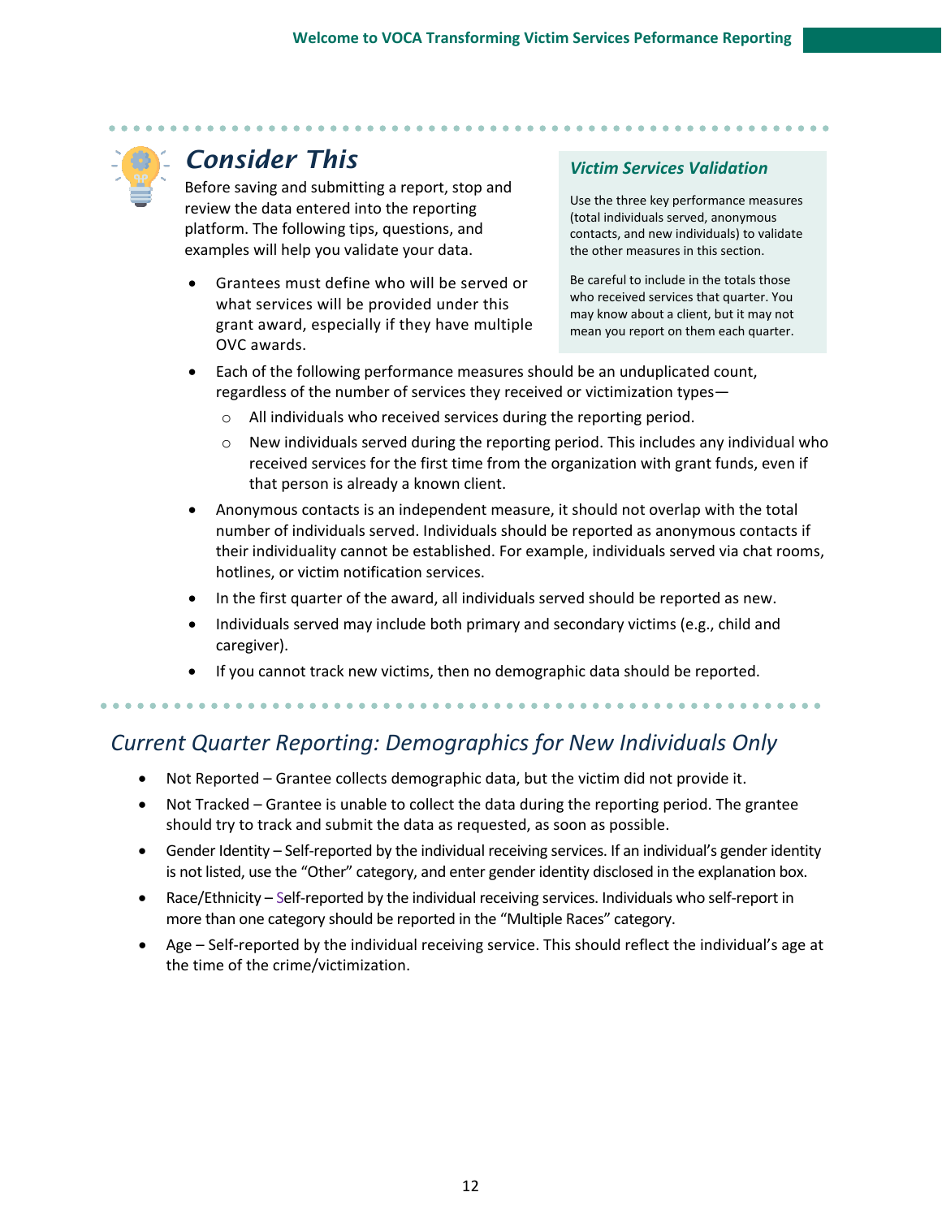## Consider This

Before saving and submitting a report, stop and review the data entered into the reporting platform. The following tips, questions, and examples will help you validate your data.

- Grantees must define who will be served or what services will be provided under this grant award, especially if they have multiple OVC awards.

> ### *Victim Services Validation*
>
> Use the three key performance measures (total individuals served, anonymous contacts, and new individuals) to validate the other measures in this section.
>
> Be careful to include in the totals those who received services that quarter. You may know about a client, but it may not mean you report on them each quarter.

- Each of the following performance measures should be an unduplicated count, regardless of the number of services they received or victimization types—
  - All individuals who received services during the reporting period.
  - New individuals served during the reporting period. This includes any individual who received services for the first time from the organization with grant funds, even if that person is already a known client.
- Anonymous contacts is an independent measure, it should not overlap with the total number of individuals served. Individuals should be reported as anonymous contacts if their individuality cannot be established. For example, individuals served via chat rooms, hotlines, or victim notification services.
- In the first quarter of the award, all individuals served should be reported as new.
- Individuals served may include both primary and secondary victims (e.g., child and caregiver).
- If you cannot track new victims, then no demographic data should be reported.

## *Current Quarter Reporting: Demographics for New Individuals Only*

- Not Reported – Grantee collects demographic data, but the victim did not provide it.
- Not Tracked – Grantee is unable to collect the data during the reporting period. The grantee should try to track and submit the data as requested, as soon as possible.
- Gender Identity – Self-reported by the individual receiving services. If an individual's gender identity is not listed, use the "Other" category, and enter gender identity disclosed in the explanation box.
- Race/Ethnicity – Self-reported by the individual receiving services. Individuals who self-report in more than one category should be reported in the "Multiple Races" category.
- Age – Self-reported by the individual receiving service. This should reflect the individual's age at the time of the crime/victimization.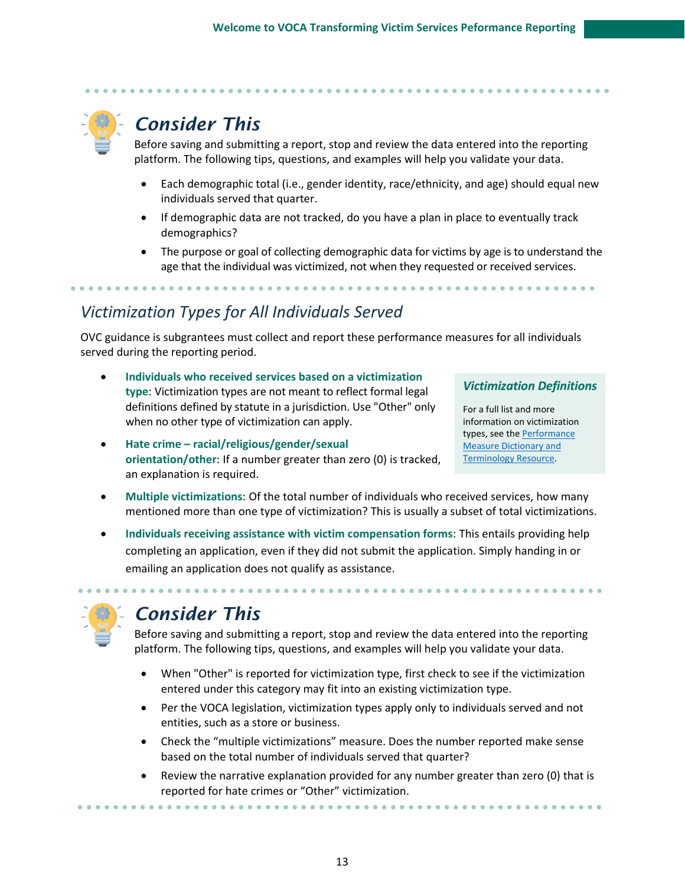## *Consider This*

Before saving and submitting a report, stop and review the data entered into the reporting platform. The following tips, questions, and examples will help you validate your data.

- Each demographic total (i.e., gender identity, race/ethnicity, and age) should equal new individuals served that quarter.
- If demographic data are not tracked, do you have a plan in place to eventually track demographics?
- The purpose or goal of collecting demographic data for victims by age is to understand the age that the individual was victimized, not when they requested or received services.

## *Victimization Types for All Individuals Served*

OVC guidance is subgrantees must collect and report these performance measures for all individuals served during the reporting period.

- **Individuals who received services based on a victimization type**: Victimization types are not meant to reflect formal legal definitions defined by statute in a jurisdiction. Use "Other" only when no other type of victimization can apply.
- **Hate crime – racial/religious/gender/sexual orientation/other**: If a number greater than zero (0) is tracked, an explanation is required.

> ***Victimization Definitions***
>
> For a full list and more information on victimization types, see the [Performance Measure Dictionary and Terminology Resource](#).

- **Multiple victimizations**: Of the total number of individuals who received services, how many mentioned more than one type of victimization? This is usually a subset of total victimizations.
- **Individuals receiving assistance with victim compensation forms**: This entails providing help completing an application, even if they did not submit the application. Simply handing in or emailing an application does not qualify as assistance.

## *Consider This*

Before saving and submitting a report, stop and review the data entered into the reporting platform. The following tips, questions, and examples will help you validate your data.

- When "Other" is reported for victimization type, first check to see if the victimization entered under this category may fit into an existing victimization type.
- Per the VOCA legislation, victimization types apply only to individuals served and not entities, such as a store or business.
- Check the "multiple victimizations" measure. Does the number reported make sense based on the total number of individuals served that quarter?
- Review the narrative explanation provided for any number greater than zero (0) that is reported for hate crimes or "Other" victimization.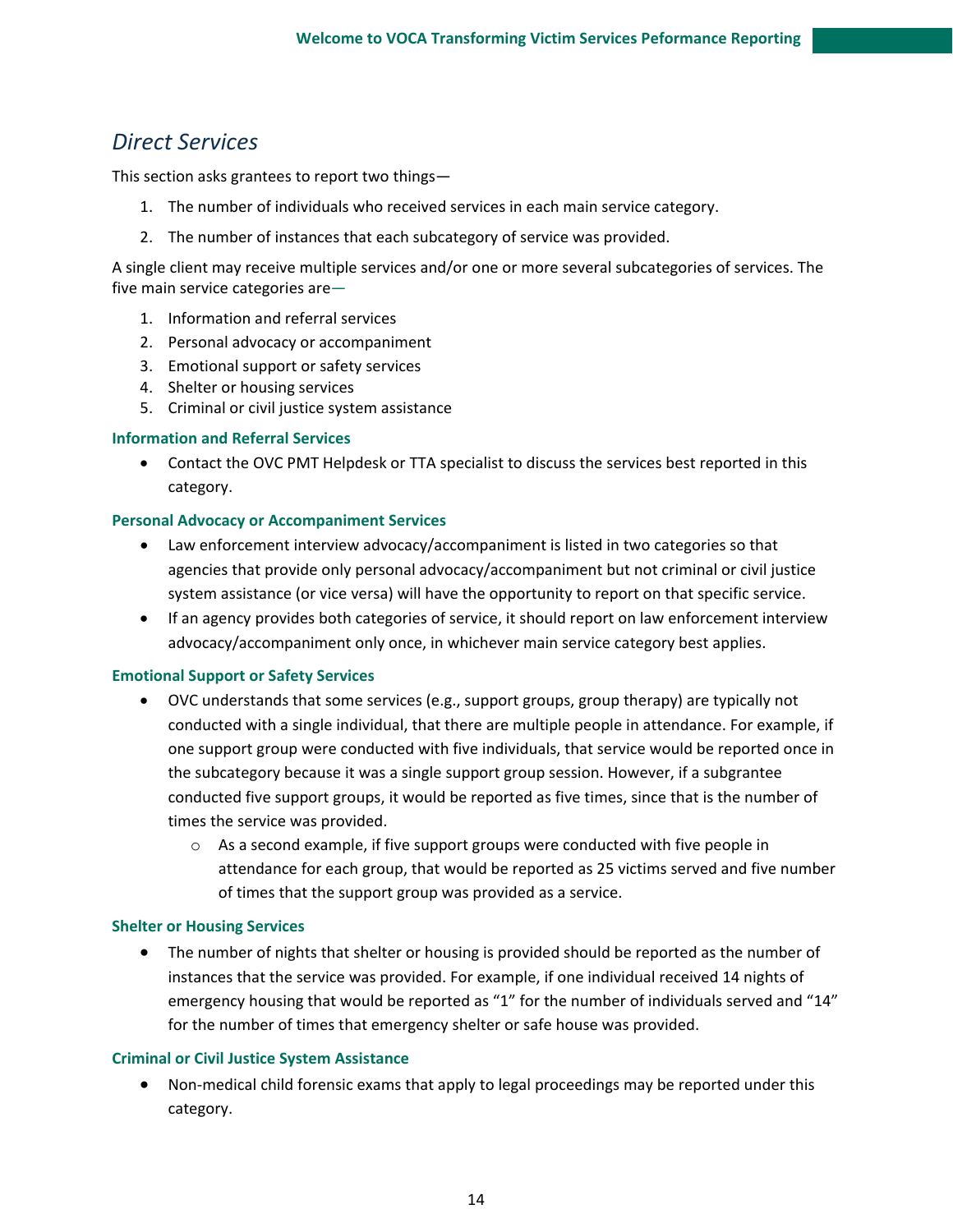## *Direct Services*

This section asks grantees to report two things—

1. The number of individuals who received services in each main service category.
2. The number of instances that each subcategory of service was provided.

A single client may receive multiple services and/or one or more several subcategories of services. The five main service categories are—

1. Information and referral services
2. Personal advocacy or accompaniment
3. Emotional support or safety services
4. Shelter or housing services
5. Criminal or civil justice system assistance

### Information and Referral Services

- Contact the OVC PMT Helpdesk or TTA specialist to discuss the services best reported in this category.

### Personal Advocacy or Accompaniment Services

- Law enforcement interview advocacy/accompaniment is listed in two categories so that agencies that provide only personal advocacy/accompaniment but not criminal or civil justice system assistance (or vice versa) will have the opportunity to report on that specific service.
- If an agency provides both categories of service, it should report on law enforcement interview advocacy/accompaniment only once, in whichever main service category best applies.

### Emotional Support or Safety Services

- OVC understands that some services (e.g., support groups, group therapy) are typically not conducted with a single individual, that there are multiple people in attendance. For example, if one support group were conducted with five individuals, that service would be reported once in the subcategory because it was a single support group session. However, if a subgrantee conducted five support groups, it would be reported as five times, since that is the number of times the service was provided.
  - As a second example, if five support groups were conducted with five people in attendance for each group, that would be reported as 25 victims served and five number of times that the support group was provided as a service.

### Shelter or Housing Services

- The number of nights that shelter or housing is provided should be reported as the number of instances that the service was provided. For example, if one individual received 14 nights of emergency housing that would be reported as "1" for the number of individuals served and "14" for the number of times that emergency shelter or safe house was provided.

### Criminal or Civil Justice System Assistance

- Non-medical child forensic exams that apply to legal proceedings may be reported under this category.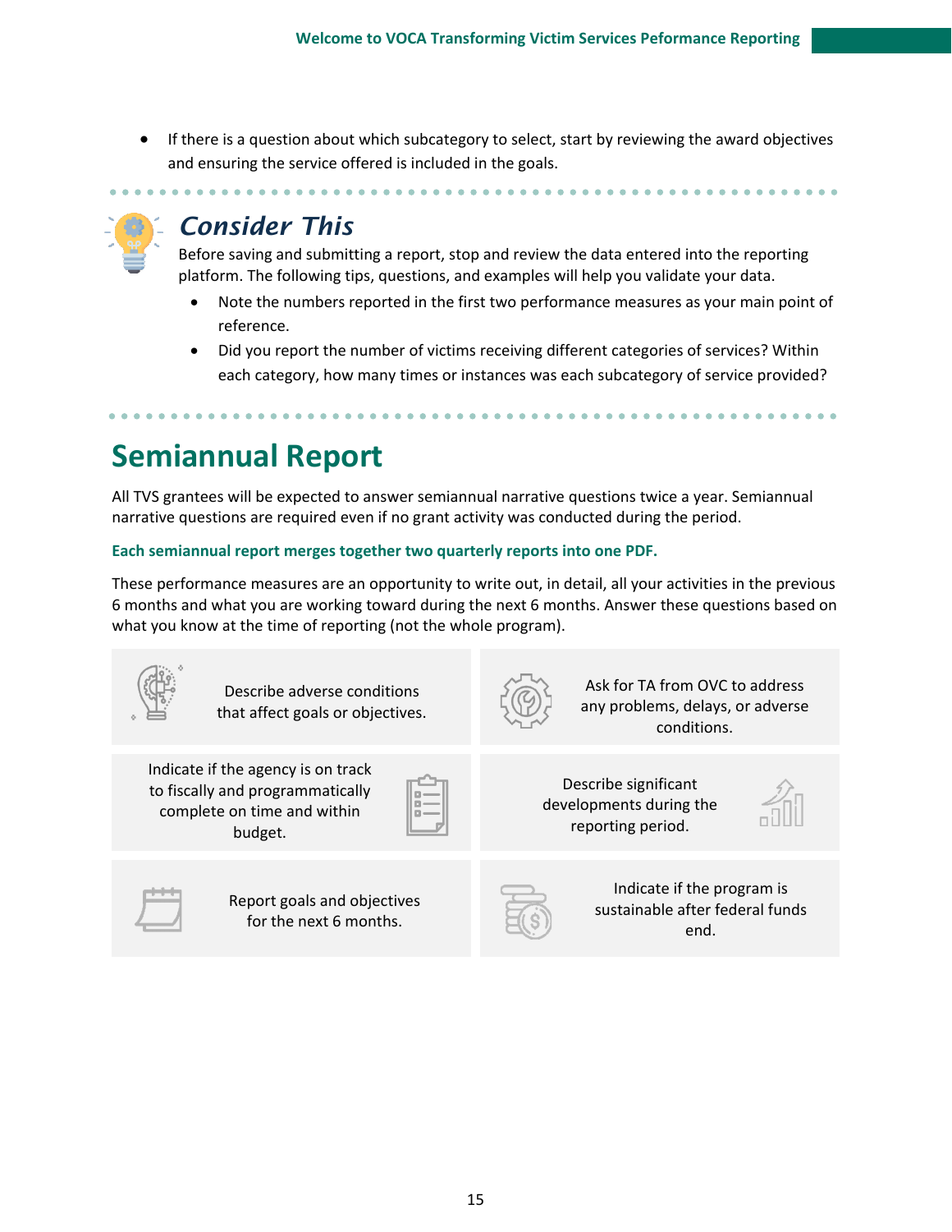- If there is a question about which subcategory to select, start by reviewing the award objectives and ensuring the service offered is included in the goals.

### *Consider This*

Before saving and submitting a report, stop and review the data entered into the reporting platform. The following tips, questions, and examples will help you validate your data.

- Note the numbers reported in the first two performance measures as your main point of reference.
- Did you report the number of victims receiving different categories of services? Within each category, how many times or instances was each subcategory of service provided?

## Semiannual Report

All TVS grantees will be expected to answer semiannual narrative questions twice a year. Semiannual narrative questions are required even if no grant activity was conducted during the period.

**Each semiannual report merges together two quarterly reports into one PDF.**

These performance measures are an opportunity to write out, in detail, all your activities in the previous 6 months and what you are working toward during the next 6 months. Answer these questions based on what you know at the time of reporting (not the whole program).

- Describe adverse conditions that affect goals or objectives.
- Ask for TA from OVC to address any problems, delays, or adverse conditions.
- Indicate if the agency is on track to fiscally and programmatically complete on time and within budget.
- Describe significant developments during the reporting period.
- Report goals and objectives for the next 6 months.
- Indicate if the program is sustainable after federal funds end.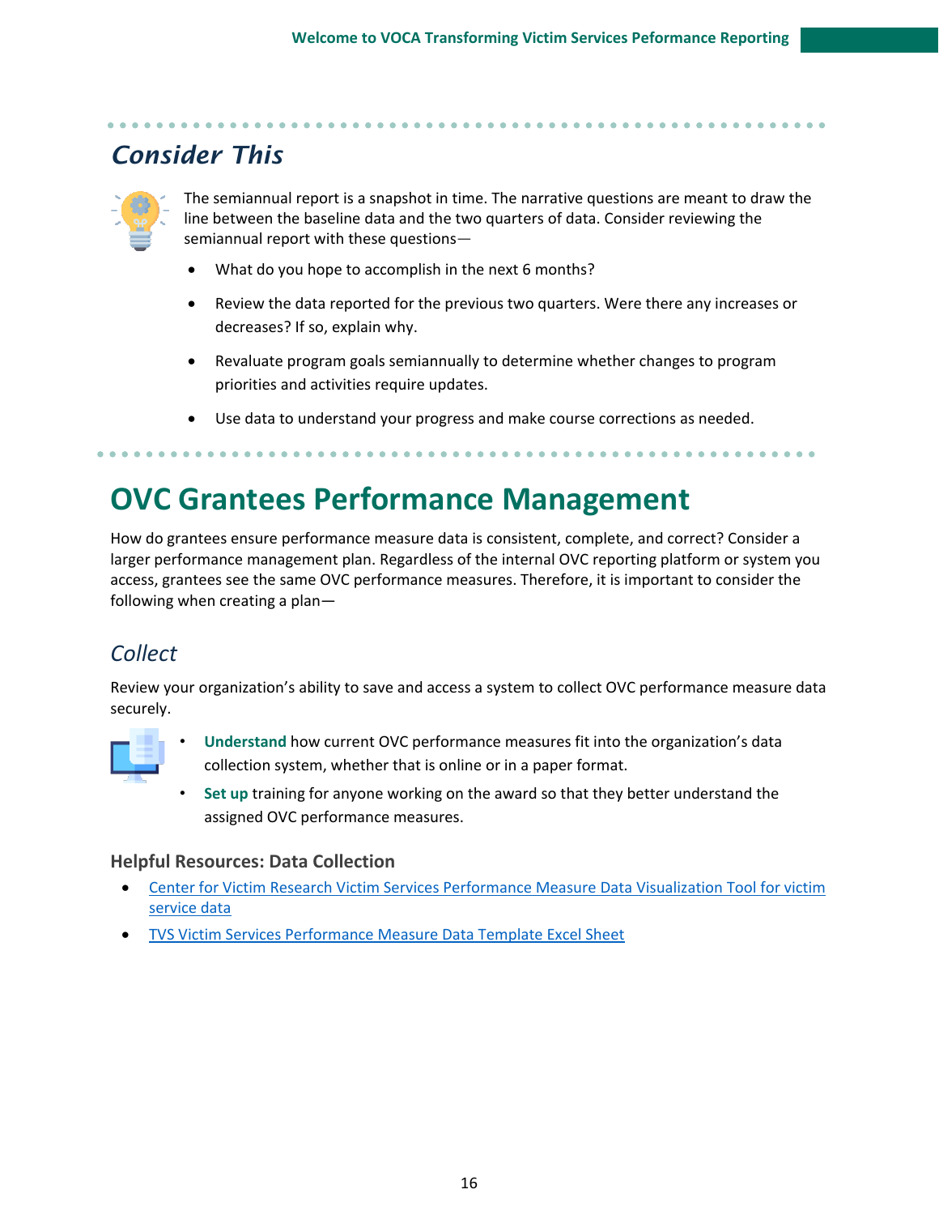## *Consider This*

The semiannual report is a snapshot in time. The narrative questions are meant to draw the line between the baseline data and the two quarters of data. Consider reviewing the semiannual report with these questions—

- What do you hope to accomplish in the next 6 months?
- Review the data reported for the previous two quarters. Were there any increases or decreases? If so, explain why.
- Revaluate program goals semiannually to determine whether changes to program priorities and activities require updates.
- Use data to understand your progress and make course corrections as needed.

# OVC Grantees Performance Management

How do grantees ensure performance measure data is consistent, complete, and correct? Consider a larger performance management plan. Regardless of the internal OVC reporting platform or system you access, grantees see the same OVC performance measures. Therefore, it is important to consider the following when creating a plan—

## *Collect*

Review your organization's ability to save and access a system to collect OVC performance measure data securely.

- **Understand** how current OVC performance measures fit into the organization's data collection system, whether that is online or in a paper format.
- **Set up** training for anyone working on the award so that they better understand the assigned OVC performance measures.

### Helpful Resources: Data Collection

- Center for Victim Research Victim Services Performance Measure Data Visualization Tool for victim service data
- TVS Victim Services Performance Measure Data Template Excel Sheet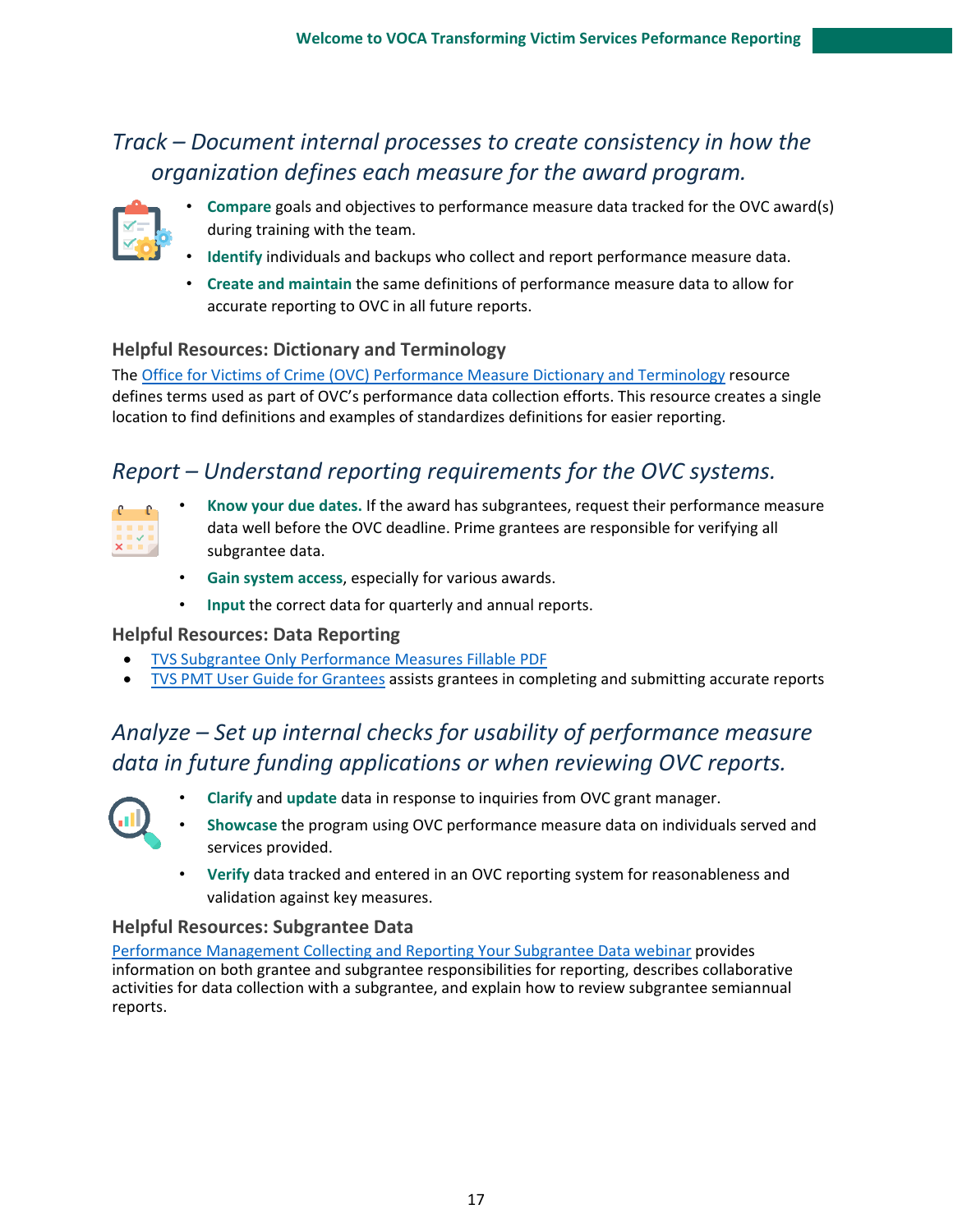## *Track – Document internal processes to create consistency in how the organization defines each measure for the award program.*

- **Compare** goals and objectives to performance measure data tracked for the OVC award(s) during training with the team.
- **Identify** individuals and backups who collect and report performance measure data.
- **Create and maintain** the same definitions of performance measure data to allow for accurate reporting to OVC in all future reports.

### Helpful Resources: Dictionary and Terminology

The Office for Victims of Crime (OVC) Performance Measure Dictionary and Terminology resource defines terms used as part of OVC's performance data collection efforts. This resource creates a single location to find definitions and examples of standardizes definitions for easier reporting.

## *Report – Understand reporting requirements for the OVC systems.*

- **Know your due dates.** If the award has subgrantees, request their performance measure data well before the OVC deadline. Prime grantees are responsible for verifying all subgrantee data.
- **Gain system access**, especially for various awards.
- **Input** the correct data for quarterly and annual reports.

### Helpful Resources: Data Reporting

- TVS Subgrantee Only Performance Measures Fillable PDF
- TVS PMT User Guide for Grantees assists grantees in completing and submitting accurate reports

## *Analyze – Set up internal checks for usability of performance measure data in future funding applications or when reviewing OVC reports.*

- **Clarify** and **update** data in response to inquiries from OVC grant manager.
- **Showcase** the program using OVC performance measure data on individuals served and services provided.
- **Verify** data tracked and entered in an OVC reporting system for reasonableness and validation against key measures.

### Helpful Resources: Subgrantee Data

Performance Management Collecting and Reporting Your Subgrantee Data webinar provides information on both grantee and subgrantee responsibilities for reporting, describes collaborative activities for data collection with a subgrantee, and explain how to review subgrantee semiannual reports.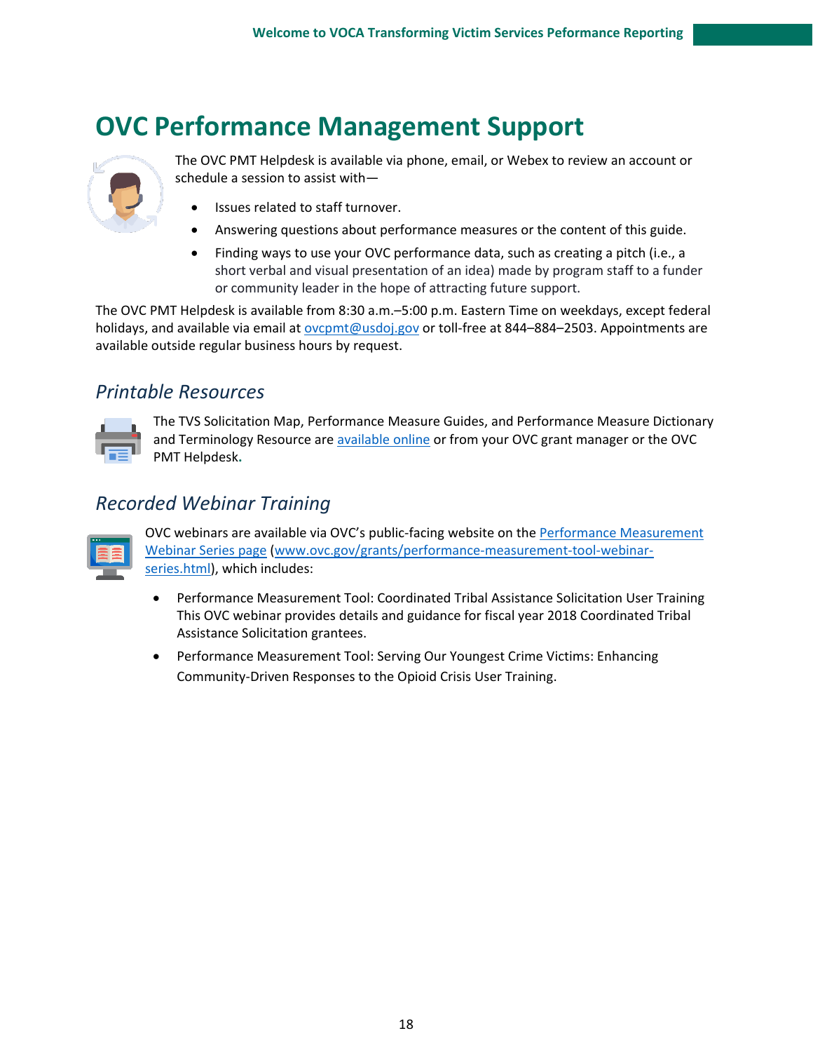# OVC Performance Management Support

The OVC PMT Helpdesk is available via phone, email, or Webex to review an account or schedule a session to assist with—

- Issues related to staff turnover.
- Answering questions about performance measures or the content of this guide.
- Finding ways to use your OVC performance data, such as creating a pitch (i.e., a short verbal and visual presentation of an idea) made by program staff to a funder or community leader in the hope of attracting future support.

The OVC PMT Helpdesk is available from 8:30 a.m.–5:00 p.m. Eastern Time on weekdays, except federal holidays, and available via email at ovcpmt@usdoj.gov or toll-free at 844–884–2503. Appointments are available outside regular business hours by request.

## *Printable Resources*

The TVS Solicitation Map, Performance Measure Guides, and Performance Measure Dictionary and Terminology Resource are available online or from your OVC grant manager or the OVC PMT Helpdesk.

## *Recorded Webinar Training*

OVC webinars are available via OVC's public-facing website on the Performance Measurement Webinar Series page (www.ovc.gov/grants/performance-measurement-tool-webinar-series.html), which includes:

- Performance Measurement Tool: Coordinated Tribal Assistance Solicitation User Training This OVC webinar provides details and guidance for fiscal year 2018 Coordinated Tribal Assistance Solicitation grantees.
- Performance Measurement Tool: Serving Our Youngest Crime Victims: Enhancing Community-Driven Responses to the Opioid Crisis User Training.